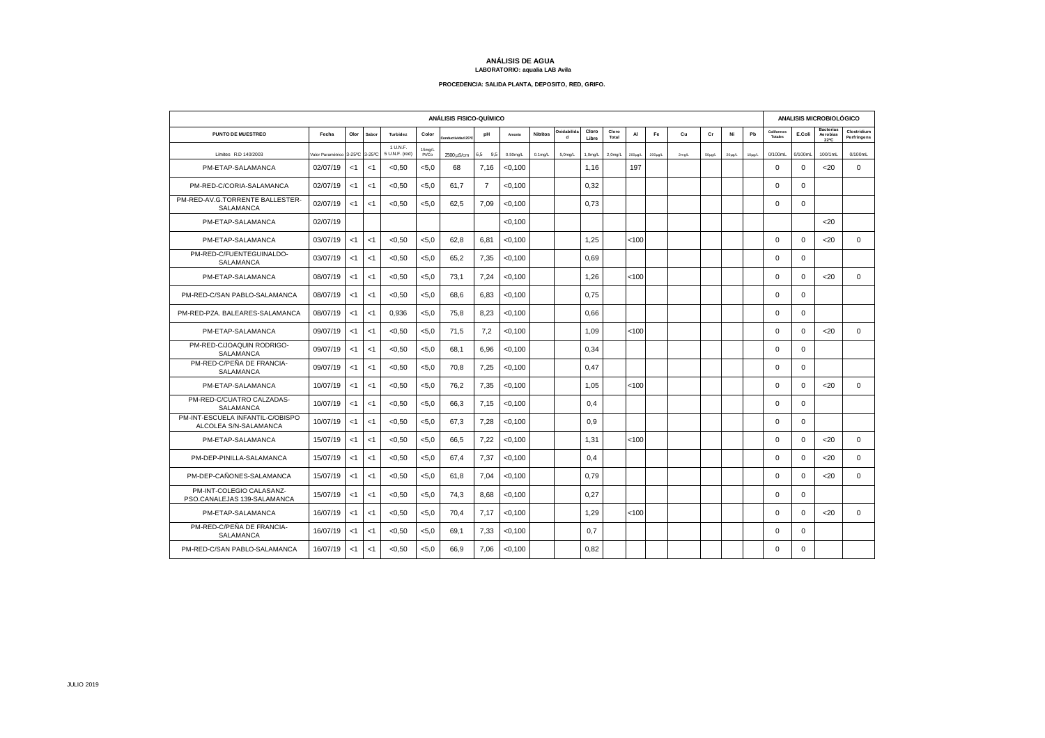## ANÁLISIS DE AGUA
**LABORATORIO: aqualia LAB Avila**

**PROCEDENCIA: SALIDA PLANTA, DEPOSITO, RED, GRIFO.**

| ANÁLISIS FISICO-QUÍMICO | | | | | | | | | | | | | | | | | | | | | ANALISIS MICROBIOLÓGICO | | | |
|---|---|---|---|---|---|---|---|---|---|---|---|---|---|---|---|---|---|---|---|---|---|---|---|---|
| PUNTO DE MUESTREO | Fecha | Olor | Sabor | Turbidez | Color | Conductividad 25ºC | pH | Amonio | Nitritos | Oxidabilidad | Cloro Libre | Cloro Total | Al | Fe | Cu | Cr | Ni | Pb | Coliformes Totales | E.Coli | Bacterias Aerobias 22ºC | Clostridium Perfringens |
| Límites R.D 140/2003 | Valor Paramétrico | 3-25ºC | 3-25ºC | 1 U.N.F. 5 U.N.F. (red) | 15mg/L Pt/Co | 2500 µS/cm | 6,5 9,5 | 0,50mg/L | 0,1mg/L | 5,0mg/L | 1,0mg/L | 2,0mg/L | 200µg/L | 200µg/L | 2mg/L | 50µg/L | 20µg/L | 10µg/L | 0/100mL | 0/100mL | 100/1mL | 0/100mL |
| PM-ETAP-SALAMANCA | 02/07/19 | <1 | <1 | <0,50 | <5,0 | 68 | 7,16 | <0,100 | | | 1,16 | | 197 | | | | | | 0 | 0 | <20 | 0 |
| PM-RED-C/CORIA-SALAMANCA | 02/07/19 | <1 | <1 | <0,50 | <5,0 | 61,7 | 7 | <0,100 | | | 0,32 | | | | | | | | 0 | 0 | | |
| PM-RED-AV.G.TORRENTE BALLESTER-SALAMANCA | 02/07/19 | <1 | <1 | <0,50 | <5,0 | 62,5 | 7,09 | <0,100 | | | 0,73 | | | | | | | | 0 | 0 | | |
| PM-ETAP-SALAMANCA | 02/07/19 | | | | | | | <0,100 | | | | | | | | | | | | | <20 | |
| PM-ETAP-SALAMANCA | 03/07/19 | <1 | <1 | <0,50 | <5,0 | 62,8 | 6,81 | <0,100 | | | 1,25 | | <100 | | | | | | 0 | 0 | <20 | 0 |
| PM-RED-C/FUENTEGUINALDO-SALAMANCA | 03/07/19 | <1 | <1 | <0,50 | <5,0 | 65,2 | 7,35 | <0,100 | | | 0,69 | | | | | | | | 0 | 0 | | |
| PM-ETAP-SALAMANCA | 08/07/19 | <1 | <1 | <0,50 | <5,0 | 73,1 | 7,24 | <0,100 | | | 1,26 | | <100 | | | | | | 0 | 0 | <20 | 0 |
| PM-RED-C/SAN PABLO-SALAMANCA | 08/07/19 | <1 | <1 | <0,50 | <5,0 | 68,6 | 6,83 | <0,100 | | | 0,75 | | | | | | | | 0 | 0 | | |
| PM-RED-PZA. BALEARES-SALAMANCA | 08/07/19 | <1 | <1 | 0,936 | <5,0 | 75,8 | 8,23 | <0,100 | | | 0,66 | | | | | | | | 0 | 0 | | |
| PM-ETAP-SALAMANCA | 09/07/19 | <1 | <1 | <0,50 | <5,0 | 71,5 | 7,2 | <0,100 | | | 1,09 | | <100 | | | | | | 0 | 0 | <20 | 0 |
| PM-RED-C/JOAQUIN RODRIGO-SALAMANCA | 09/07/19 | <1 | <1 | <0,50 | <5,0 | 68,1 | 6,96 | <0,100 | | | 0,34 | | | | | | | | 0 | 0 | | |
| PM-RED-C/PEÑA DE FRANCIA-SALAMANCA | 09/07/19 | <1 | <1 | <0,50 | <5,0 | 70,8 | 7,25 | <0,100 | | | 0,47 | | | | | | | | 0 | 0 | | |
| PM-ETAP-SALAMANCA | 10/07/19 | <1 | <1 | <0,50 | <5,0 | 76,2 | 7,35 | <0,100 | | | 1,05 | | <100 | | | | | | 0 | 0 | <20 | 0 |
| PM-RED-C/CUATRO CALZADAS-SALAMANCA | 10/07/19 | <1 | <1 | <0,50 | <5,0 | 66,3 | 7,15 | <0,100 | | | 0,4 | | | | | | | | 0 | 0 | | |
| PM-INT-ESCUELA INFANTIL-C/OBISPO ALCOLEA S/N-SALAMANCA | 10/07/19 | <1 | <1 | <0,50 | <5,0 | 67,3 | 7,28 | <0,100 | | | 0,9 | | | | | | | | 0 | 0 | | |
| PM-ETAP-SALAMANCA | 15/07/19 | <1 | <1 | <0,50 | <5,0 | 66,5 | 7,22 | <0,100 | | | 1,31 | | <100 | | | | | | 0 | 0 | <20 | 0 |
| PM-DEP-PINILLA-SALAMANCA | 15/07/19 | <1 | <1 | <0,50 | <5,0 | 67,4 | 7,37 | <0,100 | | | 0,4 | | | | | | | | 0 | 0 | <20 | 0 |
| PM-DEP-CAÑONES-SALAMANCA | 15/07/19 | <1 | <1 | <0,50 | <5,0 | 61,8 | 7,04 | <0,100 | | | 0,79 | | | | | | | | 0 | 0 | <20 | 0 |
| PM-INT-COLEGIO CALASANZ-PSO.CANALEJAS 139-SALAMANCA | 15/07/19 | <1 | <1 | <0,50 | <5,0 | 74,3 | 8,68 | <0,100 | | | 0,27 | | | | | | | | 0 | 0 | | |
| PM-ETAP-SALAMANCA | 16/07/19 | <1 | <1 | <0,50 | <5,0 | 70,4 | 7,17 | <0,100 | | | 1,29 | | <100 | | | | | | 0 | 0 | <20 | 0 |
| PM-RED-C/PEÑA DE FRANCIA-SALAMANCA | 16/07/19 | <1 | <1 | <0,50 | <5,0 | 69,1 | 7,33 | <0,100 | | | 0,7 | | | | | | | | 0 | 0 | | |
| PM-RED-C/SAN PABLO-SALAMANCA | 16/07/19 | <1 | <1 | <0,50 | <5,0 | 66,9 | 7,06 | <0,100 | | | 0,82 | | | | | | | | 0 | 0 | | |

JULIO 2019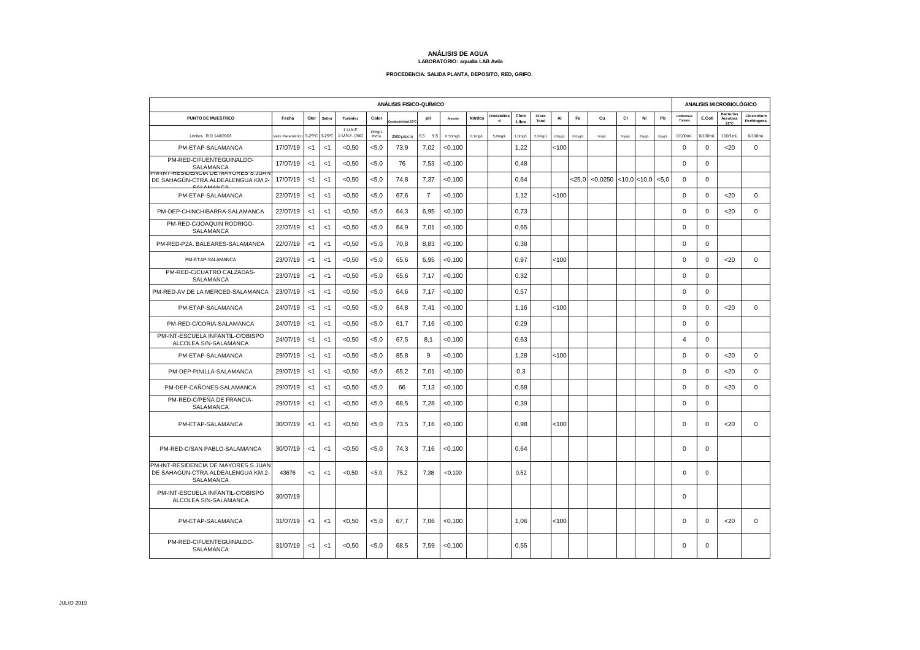**ANÁLISIS DE AGUA**
**LABORATORIO: aqualia LAB Avila**

**PROCEDENCIA: SALIDA PLANTA, DEPOSITO, RED, GRIFO.**

| ANÁLISIS FISICO-QUÍMICO | | | | | | | | | | | | | | | | | | | | | ANALISIS MICROBIOLÓGICO | | | |
|---|---|---|---|---|---|---|---|---|---|---|---|---|---|---|---|---|---|---|---|---|---|---|---|---|
| PUNTO DE MUESTREO | Fecha | Olor | Sabor | Turbidez | Color | Conductividad 25ºC | pH | Amonio | Nitritos | Oxidabilidad | Cloro Libre | Cloro Total | Al | Fe | Cu | Cr | Ni | Pb | Coliformes Totales | E.Coli | Bacterias Aerobias 22ºC | Clostridium Perfringens |
| Límites R.D 140/2003 | Valor Paramétrico | 3-25ºC | 3-25ºC | 1 U.N.F. 5 U.N.F. (red) | 15mg/L Pt/Co | 2500 µS/cm | 6,5 9,5 | 0,50mg/L | 0,1mg/L | 5,0mg/L | 1,0mg/L | 2,0mg/L | 200µg/L | 200µg/L | 2mg/L | 50µg/L | 20µg/L | 10µg/L | 0/100mL | 0/100mL | 100/1mL | 0/100mL |
| PM-ETAP-SALAMANCA | 17/07/19 | <1 | <1 | <0,50 | <5,0 | 73,9 | 7,02 | <0,100 | | | 1,22 | | <100 | | | | | | 0 | 0 | <20 | 0 |
| PM-RED-C/FUENTEGUINALDO-SALAMANCA | 17/07/19 | <1 | <1 | <0,50 | <5,0 | 76 | 7,53 | <0,100 | | | 0,48 | | | | | | | | 0 | 0 | | |
| PM-INT-RESIDENCIA DE MAYORES S.JUAN DE SAHAGÚN-CTRA.ALDEALENGUA KM.2-SALAMANCA | 17/07/19 | <1 | <1 | <0,50 | <5,0 | 74,8 | 7,37 | <0,100 | | | 0,64 | | | <25,0 | <0,0250 | <10,0 | <10,0 | <5,0 | 0 | 0 | | |
| PM-ETAP-SALAMANCA | 22/07/19 | <1 | <1 | <0,50 | <5,0 | 67,6 | 7 | <0,100 | | | 1,12 | | <100 | | | | | | 0 | 0 | <20 | 0 |
| PM-DEP-CHINCHIBARRA-SALAMANCA | 22/07/19 | <1 | <1 | <0,50 | <5,0 | 64,3 | 6,95 | <0,100 | | | 0,73 | | | | | | | | 0 | 0 | <20 | 0 |
| PM-RED-C/JOAQUIN RODRIGO-SALAMANCA | 22/07/19 | <1 | <1 | <0,50 | <5,0 | 64,9 | 7,01 | <0,100 | | | 0,65 | | | | | | | | 0 | 0 | | |
| PM-RED-PZA. BALEARES-SALAMANCA | 22/07/19 | <1 | <1 | <0,50 | <5,0 | 70,8 | 8,83 | <0,100 | | | 0,38 | | | | | | | | 0 | 0 | | |
| PM-ETAP-SALAMANCA | 23/07/19 | <1 | <1 | <0,50 | <5,0 | 65,6 | 6,95 | <0,100 | | | 0,97 | | <100 | | | | | | 0 | 0 | <20 | 0 |
| PM-RED-C/CUATRO CALZADAS-SALAMANCA | 23/07/19 | <1 | <1 | <0,50 | <5,0 | 65,6 | 7,17 | <0,100 | | | 0,32 | | | | | | | | 0 | 0 | | |
| PM-RED-AV.DE LA MERCED-SALAMANCA | 23/07/19 | <1 | <1 | <0,50 | <5,0 | 64,6 | 7,17 | <0,100 | | | 0,57 | | | | | | | | 0 | 0 | | |
| PM-ETAP-SALAMANCA | 24/07/19 | <1 | <1 | <0,50 | <5,0 | 64,8 | 7,41 | <0,100 | | | 1,16 | | <100 | | | | | | 0 | 0 | <20 | 0 |
| PM-RED-C/CORIA-SALAMANCA | 24/07/19 | <1 | <1 | <0,50 | <5,0 | 61,7 | 7,16 | <0,100 | | | 0,29 | | | | | | | | 0 | 0 | | |
| PM-INT-ESCUELA INFANTIL-C/OBISPO ALCOLEA S/N-SALAMANCA | 24/07/19 | <1 | <1 | <0,50 | <5,0 | 67,5 | 8,1 | <0,100 | | | 0,63 | | | | | | | | 4 | 0 | | |
| PM-ETAP-SALAMANCA | 29/07/19 | <1 | <1 | <0,50 | <5,0 | 85,8 | 9 | <0,100 | | | 1,28 | | <100 | | | | | | 0 | 0 | <20 | 0 |
| PM-DEP-PINILLA-SALAMANCA | 29/07/19 | <1 | <1 | <0,50 | <5,0 | 65,2 | 7,01 | <0,100 | | | 0,3 | | | | | | | | 0 | 0 | <20 | 0 |
| PM-DEP-CAÑONES-SALAMANCA | 29/07/19 | <1 | <1 | <0,50 | <5,0 | 66 | 7,13 | <0,100 | | | 0,68 | | | | | | | | 0 | 0 | <20 | 0 |
| PM-RED-C/PEÑA DE FRANCIA-SALAMANCA | 29/07/19 | <1 | <1 | <0,50 | <5,0 | 68,5 | 7,28 | <0,100 | | | 0,39 | | | | | | | | 0 | 0 | | |
| PM-ETAP-SALAMANCA | 30/07/19 | <1 | <1 | <0,50 | <5,0 | 73,5 | 7,16 | <0,100 | | | 0,98 | | <100 | | | | | | 0 | 0 | <20 | 0 |
| PM-RED-C/SAN PABLO-SALAMANCA | 30/07/19 | <1 | <1 | <0,50 | <5,0 | 74,3 | 7,16 | <0,100 | | | 0,64 | | | | | | | | 0 | 0 | | |
| PM-INT-RESIDENCIA DE MAYORES S.JUAN DE SAHAGÚN-CTRA.ALDEALENGUA KM.2-SALAMANCA | 43676 | <1 | <1 | <0,50 | <5,0 | 75,2 | 7,38 | <0,100 | | | 0,52 | | | | | | | | 0 | 0 | | |
| PM-INT-ESCUELA INFANTIL-C/OBISPO ALCOLEA S/N-SALAMANCA | 30/07/19 | | | | | | | | | | | | | | | | | | 0 | | | |
| PM-ETAP-SALAMANCA | 31/07/19 | <1 | <1 | <0,50 | <5,0 | 67,7 | 7,06 | <0,100 | | | 1,06 | | <100 | | | | | | 0 | 0 | <20 | 0 |
| PM-RED-C/FUENTEGUINALDO-SALAMANCA | 31/07/19 | <1 | <1 | <0,50 | <5,0 | 68,5 | 7,59 | <0,100 | | | 0,55 | | | | | | | | 0 | 0 | | |

JULIO 2019